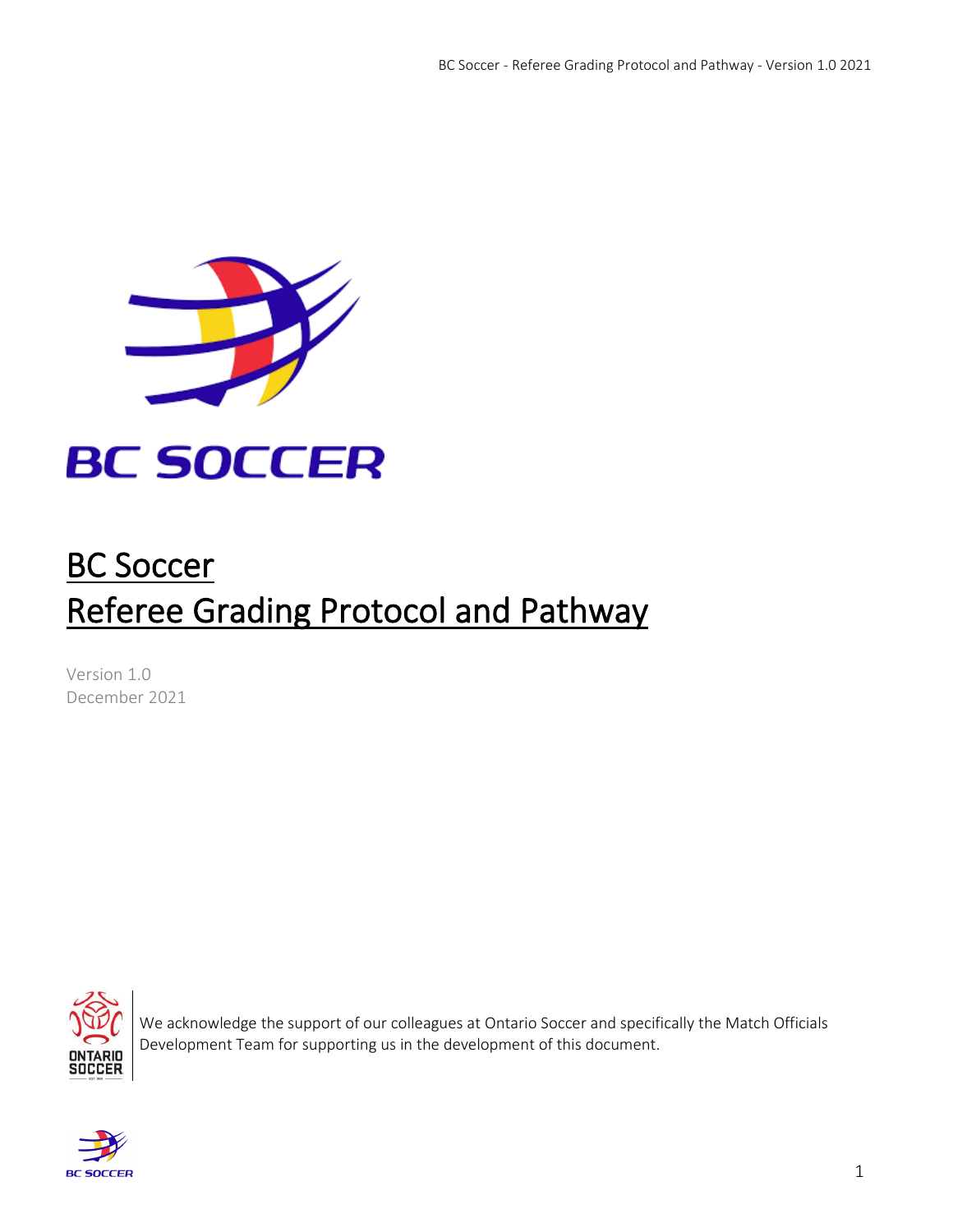# BC Soccer
# Referee Grading Protocol and Pathway

Version 1.0
December 2021

We acknowledge the support of our colleagues at Ontario Soccer and specifically the Match Officials Development Team for supporting us in the development of this document.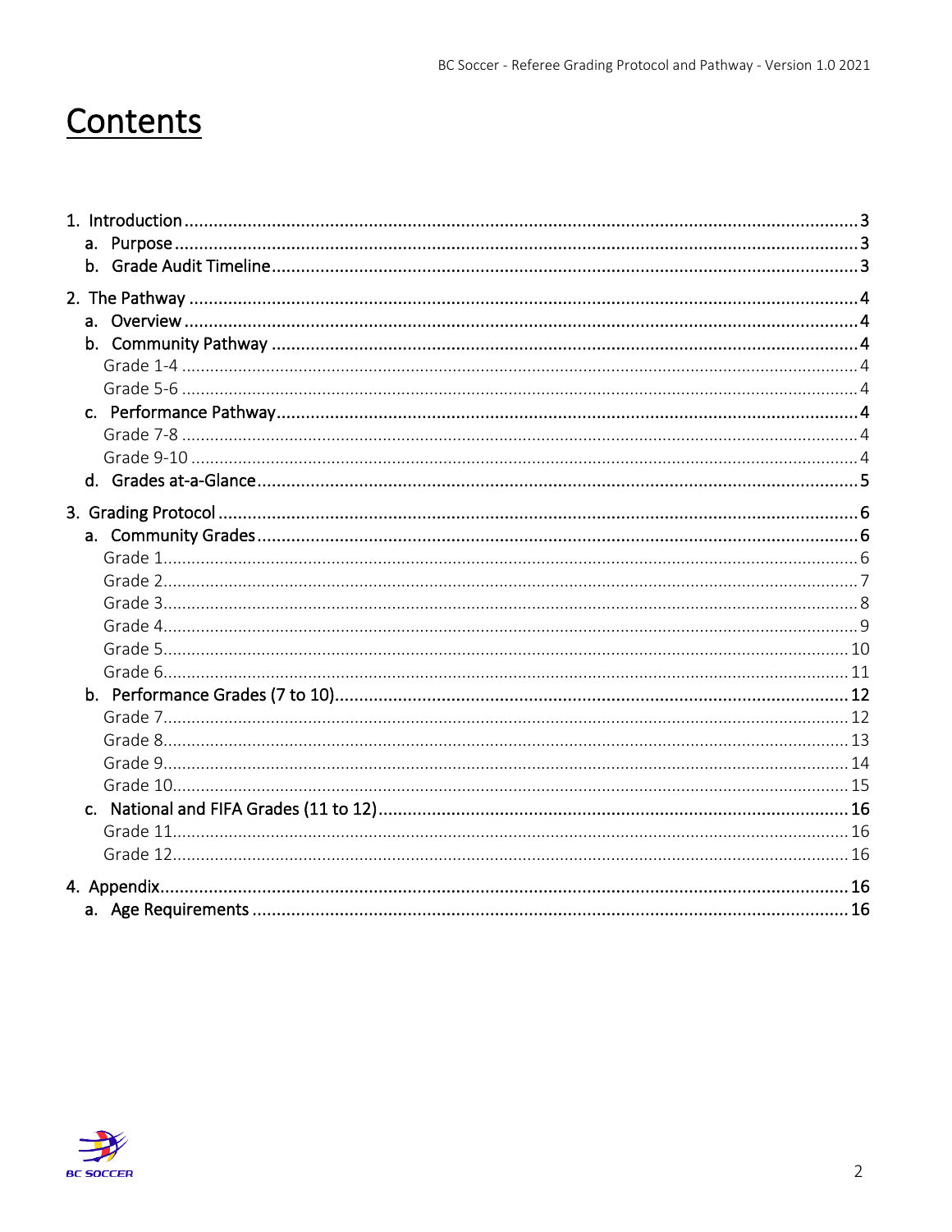# Contents

1. Introduction ........ 3
   a. Purpose ........ 3
   b. Grade Audit Timeline ........ 3
2. The Pathway ........ 4
   a. Overview ........ 4
   b. Community Pathway ........ 4
      - Grade 1-4 ........ 4
      - Grade 5-6 ........ 4
   c. Performance Pathway ........ 4
      - Grade 7-8 ........ 4
      - Grade 9-10 ........ 4
   d. Grades at-a-Glance ........ 5
3. Grading Protocol ........ 6
   a. Community Grades ........ 6
      - Grade 1 ........ 6
      - Grade 2 ........ 7
      - Grade 3 ........ 8
      - Grade 4 ........ 9
      - Grade 5 ........ 10
      - Grade 6 ........ 11
   b. Performance Grades (7 to 10) ........ 12
      - Grade 7 ........ 12
      - Grade 8 ........ 13
      - Grade 9 ........ 14
      - Grade 10 ........ 15
   c. National and FIFA Grades (11 to 12) ........ 16
      - Grade 11 ........ 16
      - Grade 12 ........ 16
4. Appendix ........ 16
   a. Age Requirements ........ 16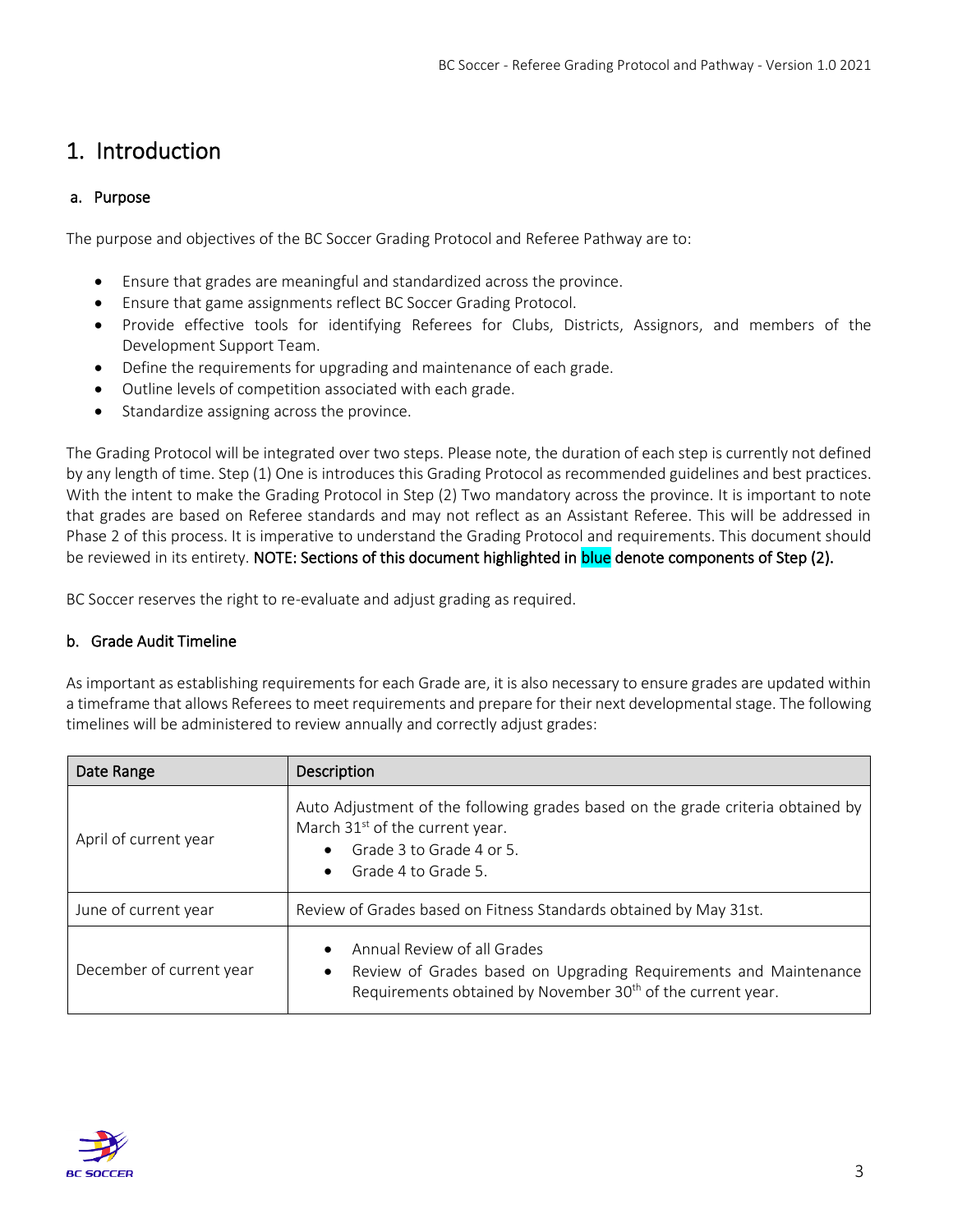# 1. Introduction

## a. Purpose

The purpose and objectives of the BC Soccer Grading Protocol and Referee Pathway are to:

- Ensure that grades are meaningful and standardized across the province.
- Ensure that game assignments reflect BC Soccer Grading Protocol.
- Provide effective tools for identifying Referees for Clubs, Districts, Assignors, and members of the Development Support Team.
- Define the requirements for upgrading and maintenance of each grade.
- Outline levels of competition associated with each grade.
- Standardize assigning across the province.

The Grading Protocol will be integrated over two steps. Please note, the duration of each step is currently not defined by any length of time. Step (1) One is introduces this Grading Protocol as recommended guidelines and best practices. With the intent to make the Grading Protocol in Step (2) Two mandatory across the province. It is important to note that grades are based on Referee standards and may not reflect as an Assistant Referee. This will be addressed in Phase 2 of this process. It is imperative to understand the Grading Protocol and requirements. This document should be reviewed in its entirety. **NOTE: Sections of this document highlighted in blue denote components of Step (2).**

BC Soccer reserves the right to re-evaluate and adjust grading as required.

## b. Grade Audit Timeline

As important as establishing requirements for each Grade are, it is also necessary to ensure grades are updated within a timeframe that allows Referees to meet requirements and prepare for their next developmental stage. The following timelines will be administered to review annually and correctly adjust grades:

| Date Range | Description |
|---|---|
| April of current year | Auto Adjustment of the following grades based on the grade criteria obtained by March 31st of the current year.<br>• Grade 3 to Grade 4 or 5.<br>• Grade 4 to Grade 5. |
| June of current year | Review of Grades based on Fitness Standards obtained by May 31st. |
| December of current year | • Annual Review of all Grades<br>• Review of Grades based on Upgrading Requirements and Maintenance Requirements obtained by November 30th of the current year. |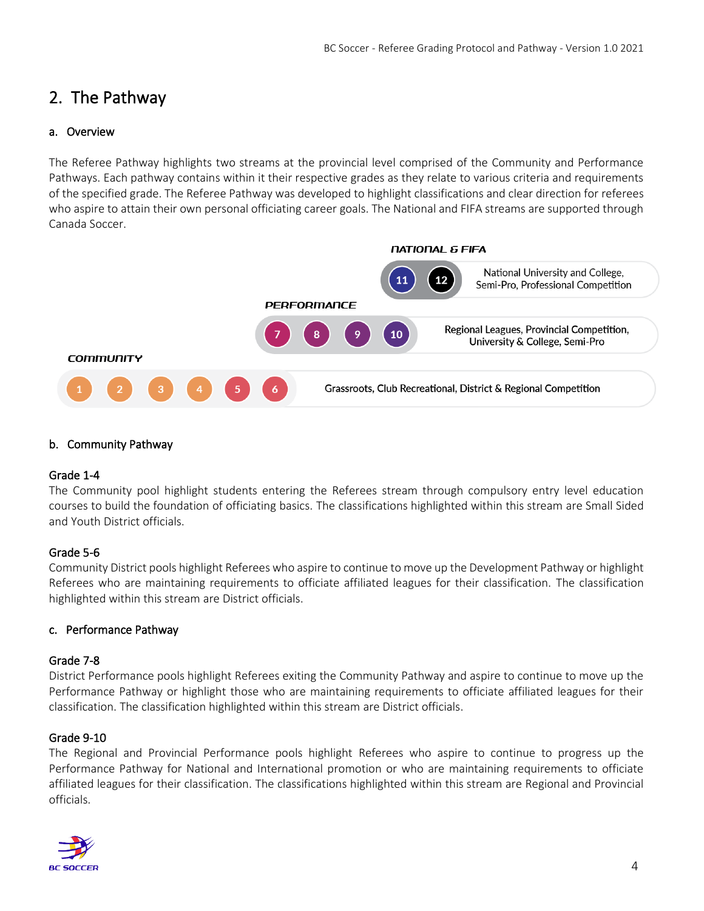## 2. The Pathway

### a. Overview

The Referee Pathway highlights two streams at the provincial level comprised of the Community and Performance Pathways. Each pathway contains within it their respective grades as they relate to various criteria and requirements of the specified grade. The Referee Pathway was developed to highlight classifications and clear direction for referees who aspire to attain their own personal officiating career goals. The National and FIFA streams are supported through Canada Soccer.

**NATIONAL & FIFA**

11 12 — National University and College, Semi-Pro, Professional Competition

**PERFORMANCE**

7 8 9 10 — Regional Leagues, Provincial Competition, University & College, Semi-Pro

**COMMUNITY**

1 2 3 4 5 6 — Grassroots, Club Recreational, District & Regional Competition

### b. Community Pathway

**Grade 1-4**

The Community pool highlight students entering the Referees stream through compulsory entry level education courses to build the foundation of officiating basics. The classifications highlighted within this stream are Small Sided and Youth District officials.

**Grade 5-6**

Community District pools highlight Referees who aspire to continue to move up the Development Pathway or highlight Referees who are maintaining requirements to officiate affiliated leagues for their classification. The classification highlighted within this stream are District officials.

### c. Performance Pathway

**Grade 7-8**

District Performance pools highlight Referees exiting the Community Pathway and aspire to continue to move up the Performance Pathway or highlight those who are maintaining requirements to officiate affiliated leagues for their classification. The classification highlighted within this stream are District officials.

**Grade 9-10**

The Regional and Provincial Performance pools highlight Referees who aspire to continue to progress up the Performance Pathway for National and International promotion or who are maintaining requirements to officiate affiliated leagues for their classification. The classifications highlighted within this stream are Regional and Provincial officials.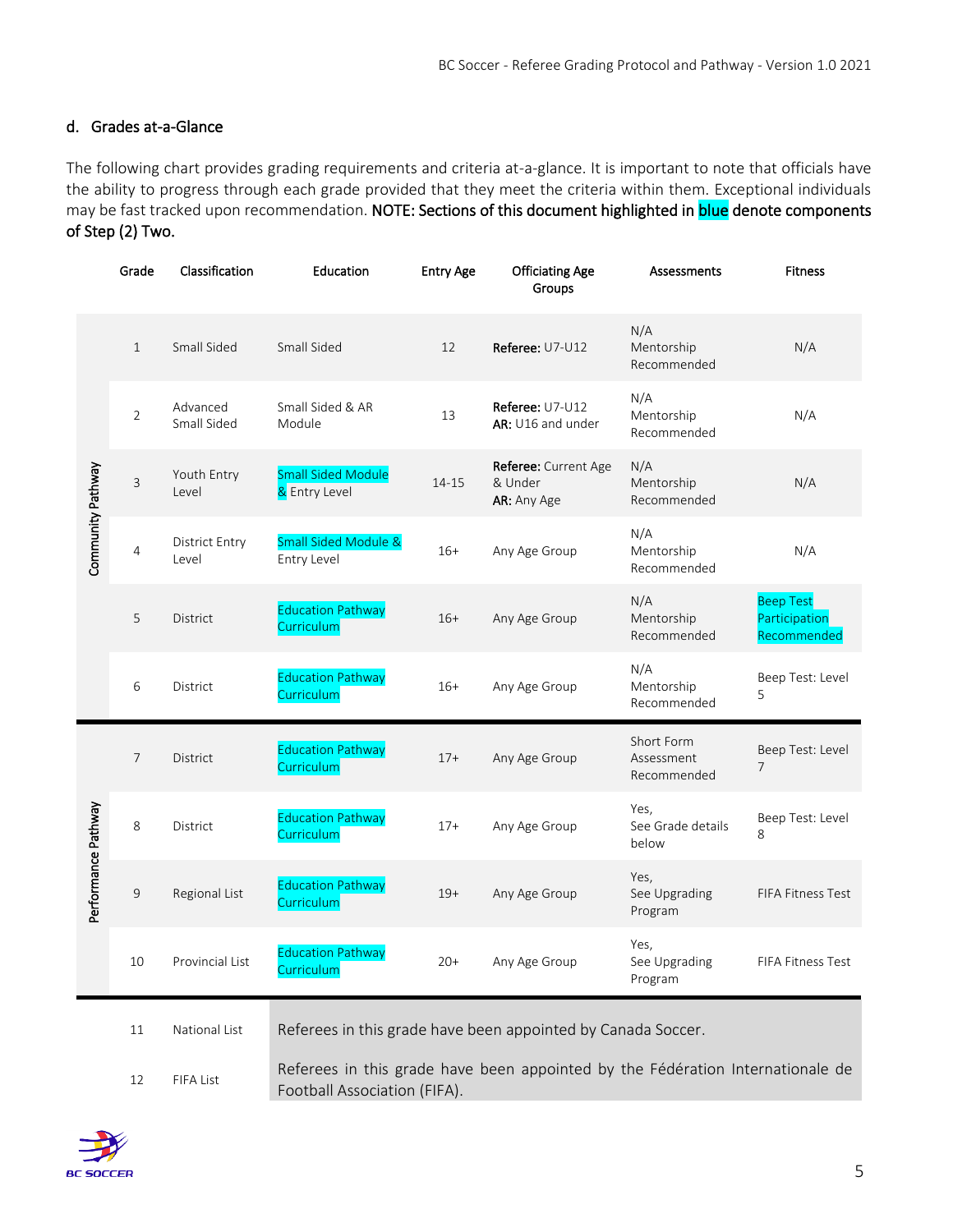## d. Grades at-a-Glance

The following chart provides grading requirements and criteria at-a-glance. It is important to note that officials have the ability to progress through each grade provided that they meet the criteria within them. Exceptional individuals may be fast tracked upon recommendation. **NOTE: Sections of this document highlighted in blue denote components of Step (2) Two.**

| Pathway | Grade | Classification | Education | Entry Age | Officiating Age Groups | Assessments | Fitness |
|---|---|---|---|---|---|---|---|
| Community Pathway | 1 | Small Sided | Small Sided | 12 | **Referee:** U7-U12 | N/A Mentorship Recommended | N/A |
| Community Pathway | 2 | Advanced Small Sided | Small Sided & AR Module | 13 | **Referee:** U7-U12 **AR:** U16 and under | N/A Mentorship Recommended | N/A |
| Community Pathway | 3 | Youth Entry Level | Small Sided Module & Entry Level | 14-15 | **Referee:** Current Age & Under **AR:** Any Age | N/A Mentorship Recommended | N/A |
| Community Pathway | 4 | District Entry Level | Small Sided Module & Entry Level | 16+ | Any Age Group | N/A Mentorship Recommended | N/A |
| Community Pathway | 5 | District | Education Pathway Curriculum | 16+ | Any Age Group | N/A Mentorship Recommended | Beep Test Participation Recommended |
| Community Pathway | 6 | District | Education Pathway Curriculum | 16+ | Any Age Group | N/A Mentorship Recommended | Beep Test: Level 5 |
| Performance Pathway | 7 | District | Education Pathway Curriculum | 17+ | Any Age Group | Short Form Assessment Recommended | Beep Test: Level 7 |
| Performance Pathway | 8 | District | Education Pathway Curriculum | 17+ | Any Age Group | Yes, See Grade details below | Beep Test: Level 8 |
| Performance Pathway | 9 | Regional List | Education Pathway Curriculum | 19+ | Any Age Group | Yes, See Upgrading Program | FIFA Fitness Test |
| Performance Pathway | 10 | Provincial List | Education Pathway Curriculum | 20+ | Any Age Group | Yes, See Upgrading Program | FIFA Fitness Test |
| | 11 | National List | Referees in this grade have been appointed by Canada Soccer. | | | | |
| | 12 | FIFA List | Referees in this grade have been appointed by the Fédération Internationale de Football Association (FIFA). | | | | |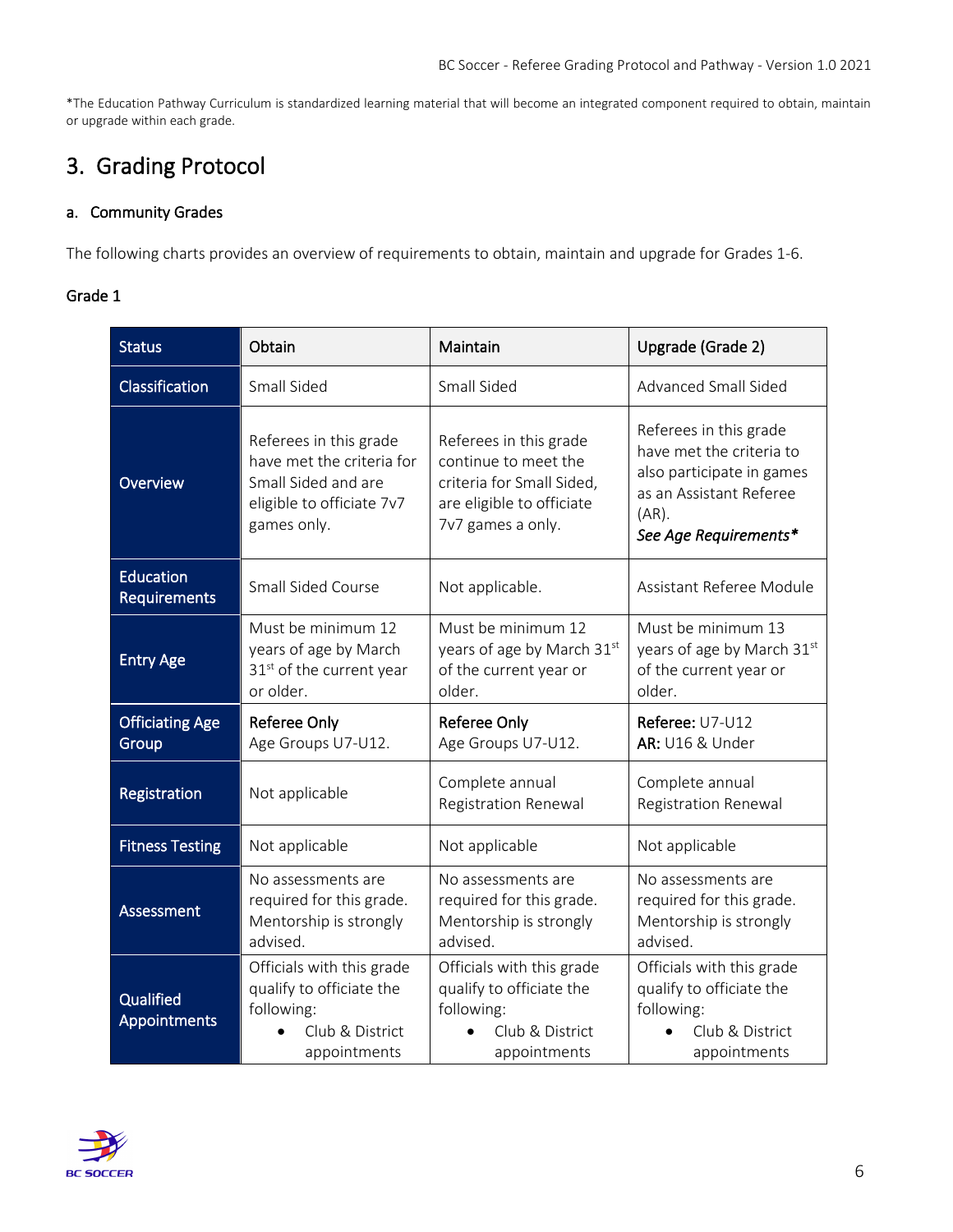*The Education Pathway Curriculum is standardized learning material that will become an integrated component required to obtain, maintain or upgrade within each grade.

## 3. Grading Protocol

### a. Community Grades

The following charts provides an overview of requirements to obtain, maintain and upgrade for Grades 1-6.

#### Grade 1

| Status | Obtain | Maintain | Upgrade (Grade 2) |
|---|---|---|---|
| Classification | Small Sided | Small Sided | Advanced Small Sided |
| Overview | Referees in this grade have met the criteria for Small Sided and are eligible to officiate 7v7 games only. | Referees in this grade continue to meet the criteria for Small Sided, are eligible to officiate 7v7 games a only. | Referees in this grade have met the criteria to also participate in games as an Assistant Referee (AR). ***See Age Requirements**** |
| Education Requirements | Small Sided Course | Not applicable. | Assistant Referee Module |
| Entry Age | Must be minimum 12 years of age by March 31st of the current year or older. | Must be minimum 12 years of age by March 31st of the current year or older. | Must be minimum 13 years of age by March 31st of the current year or older. |
| Officiating Age Group | **Referee Only** Age Groups U7-U12. | **Referee Only** Age Groups U7-U12. | **Referee:** U7-U12 **AR:** U16 & Under |
| Registration | Not applicable | Complete annual Registration Renewal | Complete annual Registration Renewal |
| Fitness Testing | Not applicable | Not applicable | Not applicable |
| Assessment | No assessments are required for this grade. Mentorship is strongly advised. | No assessments are required for this grade. Mentorship is strongly advised. | No assessments are required for this grade. Mentorship is strongly advised. |
| Qualified Appointments | Officials with this grade qualify to officiate the following: • Club & District appointments | Officials with this grade qualify to officiate the following: • Club & District appointments | Officials with this grade qualify to officiate the following: • Club & District appointments |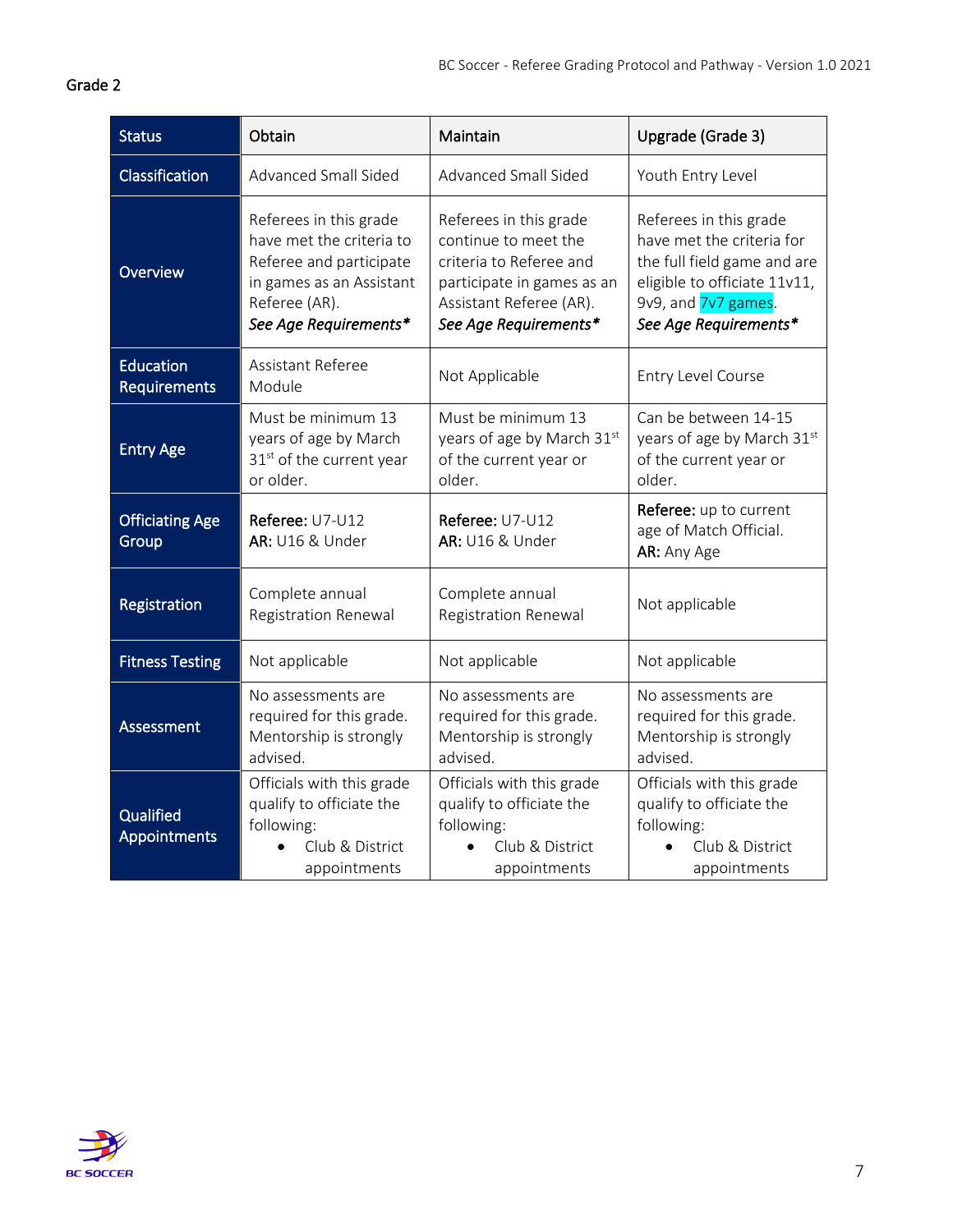Grade 2

| Status | Obtain | Maintain | Upgrade (Grade 3) |
|---|---|---|---|
| Classification | Advanced Small Sided | Advanced Small Sided | Youth Entry Level |
| Overview | Referees in this grade have met the criteria to Referee and participate in games as an Assistant Referee (AR). *See Age Requirements** | Referees in this grade continue to meet the criteria to Referee and participate in games as an Assistant Referee (AR). *See Age Requirements** | Referees in this grade have met the criteria for the full field game and are eligible to officiate 11v11, 9v9, and 7v7 games. *See Age Requirements** |
| Education Requirements | Assistant Referee Module | Not Applicable | Entry Level Course |
| Entry Age | Must be minimum 13 years of age by March 31st of the current year or older. | Must be minimum 13 years of age by March 31st of the current year or older. | Can be between 14-15 years of age by March 31st of the current year or older. |
| Officiating Age Group | **Referee:** U7-U12<br>**AR:** U16 & Under | **Referee:** U7-U12<br>**AR:** U16 & Under | **Referee:** up to current age of Match Official.<br>**AR:** Any Age |
| Registration | Complete annual Registration Renewal | Complete annual Registration Renewal | Not applicable |
| Fitness Testing | Not applicable | Not applicable | Not applicable |
| Assessment | No assessments are required for this grade. Mentorship is strongly advised. | No assessments are required for this grade. Mentorship is strongly advised. | No assessments are required for this grade. Mentorship is strongly advised. |
| Qualified Appointments | Officials with this grade qualify to officiate the following:<br>• Club & District appointments | Officials with this grade qualify to officiate the following:<br>• Club & District appointments | Officials with this grade qualify to officiate the following:<br>• Club & District appointments |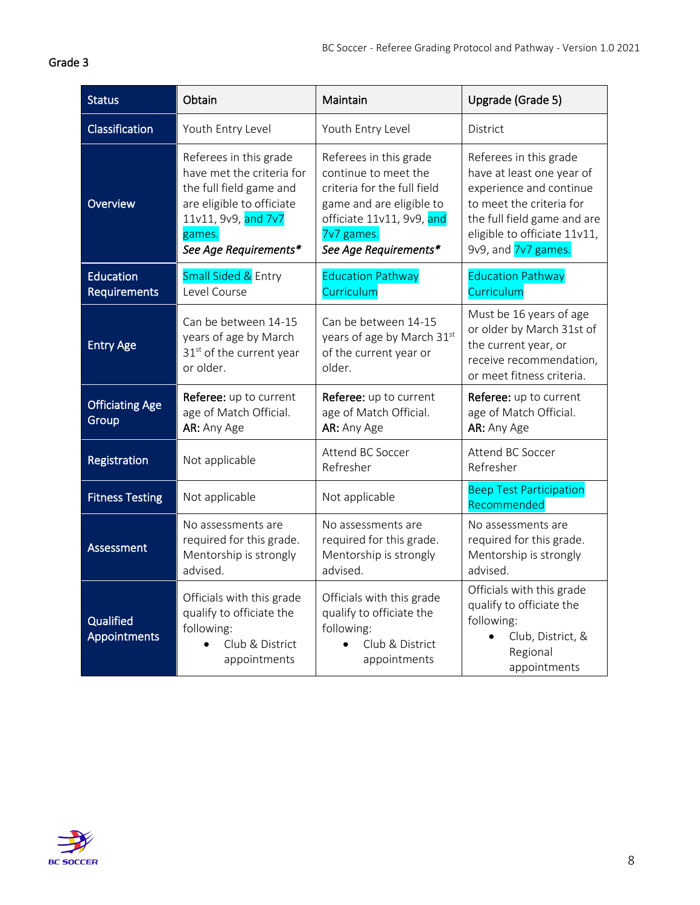Grade 3

| Status | Obtain | Maintain | Upgrade (Grade 5) |
|---|---|---|---|
| Classification | Youth Entry Level | Youth Entry Level | District |
| Overview | Referees in this grade have met the criteria for the full field game and are eligible to officiate 11v11, 9v9, and 7v7 games. *See Age Requirements** | Referees in this grade continue to meet the criteria for the full field game and are eligible to officiate 11v11, 9v9, and 7v7 games. *See Age Requirements** | Referees in this grade have at least one year of experience and continue to meet the criteria for the full field game and are eligible to officiate 11v11, 9v9, and 7v7 games. |
| Education Requirements | Small Sided & Entry Level Course | Education Pathway Curriculum | Education Pathway Curriculum |
| Entry Age | Can be between 14-15 years of age by March 31st of the current year or older. | Can be between 14-15 years of age by March 31st of the current year or older. | Must be 16 years of age or older by March 31st of the current year, or receive recommendation, or meet fitness criteria. |
| Officiating Age Group | **Referee:** up to current age of Match Official. **AR:** Any Age | **Referee:** up to current age of Match Official. **AR:** Any Age | **Referee:** up to current age of Match Official. **AR:** Any Age |
| Registration | Not applicable | Attend BC Soccer Refresher | Attend BC Soccer Refresher |
| Fitness Testing | Not applicable | Not applicable | Beep Test Participation Recommended |
| Assessment | No assessments are required for this grade. Mentorship is strongly advised. | No assessments are required for this grade. Mentorship is strongly advised. | No assessments are required for this grade. Mentorship is strongly advised. |
| Qualified Appointments | Officials with this grade qualify to officiate the following: <br>• Club & District appointments | Officials with this grade qualify to officiate the following: <br>• Club & District appointments | Officials with this grade qualify to officiate the following: <br>• Club, District, & Regional appointments |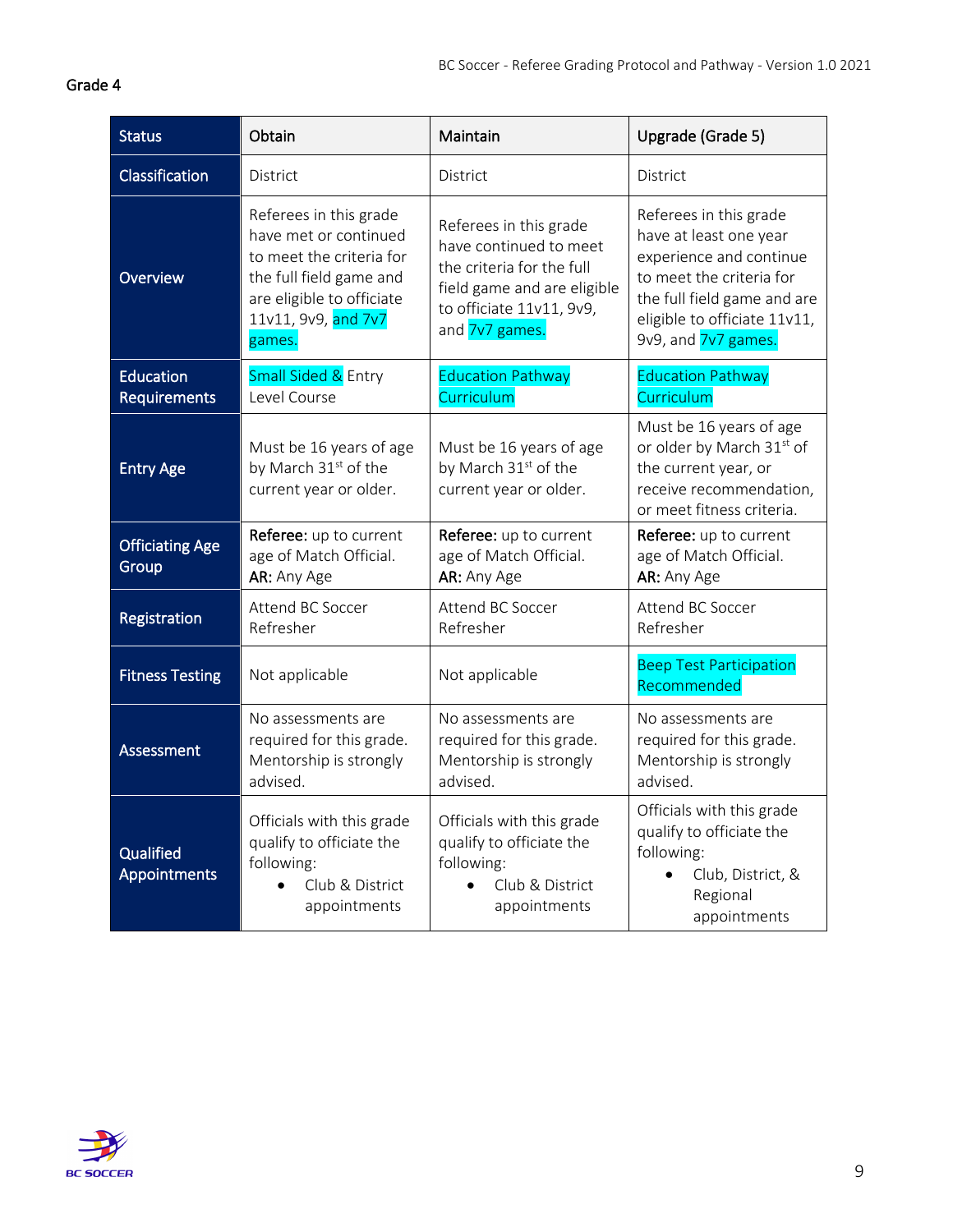## Grade 4

| Status | Obtain | Maintain | Upgrade (Grade 5) |
|---|---|---|---|
| Classification | District | District | District |
| Overview | Referees in this grade have met or continued to meet the criteria for the full field game and are eligible to officiate 11v11, 9v9, and 7v7 games. | Referees in this grade have continued to meet the criteria for the full field game and are eligible to officiate 11v11, 9v9, and 7v7 games. | Referees in this grade have at least one year experience and continue to meet the criteria for the full field game and are eligible to officiate 11v11, 9v9, and 7v7 games. |
| Education Requirements | Small Sided & Entry Level Course | Education Pathway Curriculum | Education Pathway Curriculum |
| Entry Age | Must be 16 years of age by March 31st of the current year or older. | Must be 16 years of age by March 31st of the current year or older. | Must be 16 years of age or older by March 31st of the current year, or receive recommendation, or meet fitness criteria. |
| Officiating Age Group | **Referee:** up to current age of Match Official. **AR:** Any Age | **Referee:** up to current age of Match Official. **AR:** Any Age | **Referee:** up to current age of Match Official. **AR:** Any Age |
| Registration | Attend BC Soccer Refresher | Attend BC Soccer Refresher | Attend BC Soccer Refresher |
| Fitness Testing | Not applicable | Not applicable | Beep Test Participation Recommended |
| Assessment | No assessments are required for this grade. Mentorship is strongly advised. | No assessments are required for this grade. Mentorship is strongly advised. | No assessments are required for this grade. Mentorship is strongly advised. |
| Qualified Appointments | Officials with this grade qualify to officiate the following: • Club & District appointments | Officials with this grade qualify to officiate the following: • Club & District appointments | Officials with this grade qualify to officiate the following: • Club, District, & Regional appointments |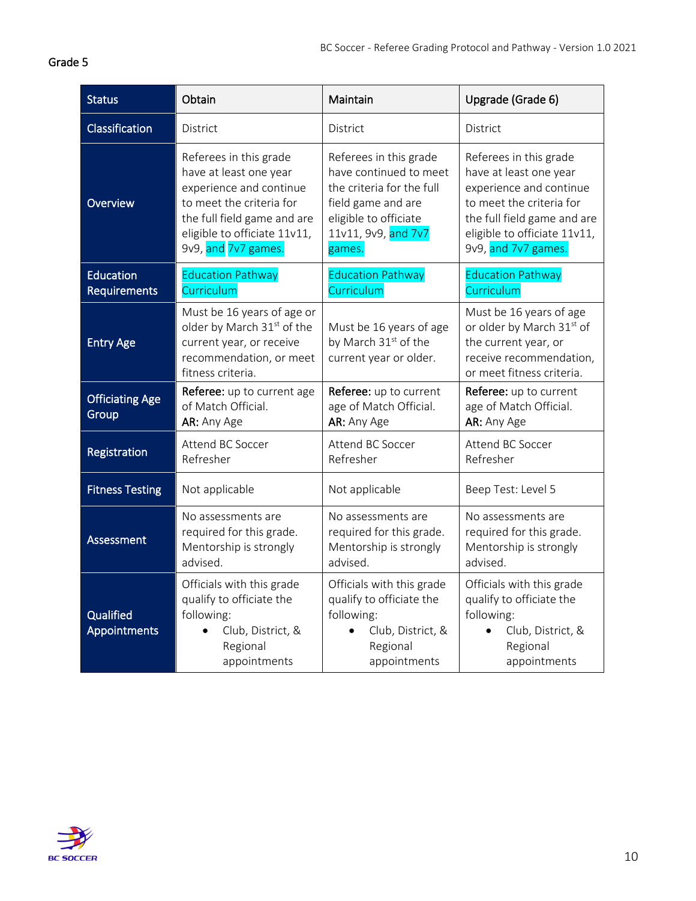## Grade 5

| Status | Obtain | Maintain | Upgrade (Grade 6) |
|---|---|---|---|
| Classification | District | District | District |
| Overview | Referees in this grade have at least one year experience and continue to meet the criteria for the full field game and are eligible to officiate 11v11, 9v9, and 7v7 games. | Referees in this grade have continued to meet the criteria for the full field game and are eligible to officiate 11v11, 9v9, and 7v7 games. | Referees in this grade have at least one year experience and continue to meet the criteria for the full field game and are eligible to officiate 11v11, 9v9, and 7v7 games. |
| Education Requirements | Education Pathway Curriculum | Education Pathway Curriculum | Education Pathway Curriculum |
| Entry Age | Must be 16 years of age or older by March 31st of the current year, or receive recommendation, or meet fitness criteria. | Must be 16 years of age by March 31st of the current year or older. | Must be 16 years of age or older by March 31st of the current year, or receive recommendation, or meet fitness criteria. |
| Officiating Age Group | **Referee:** up to current age of Match Official. **AR:** Any Age | **Referee:** up to current age of Match Official. **AR:** Any Age | **Referee:** up to current age of Match Official. **AR:** Any Age |
| Registration | Attend BC Soccer Refresher | Attend BC Soccer Refresher | Attend BC Soccer Refresher |
| Fitness Testing | Not applicable | Not applicable | Beep Test: Level 5 |
| Assessment | No assessments are required for this grade. Mentorship is strongly advised. | No assessments are required for this grade. Mentorship is strongly advised. | No assessments are required for this grade. Mentorship is strongly advised. |
| Qualified Appointments | Officials with this grade qualify to officiate the following: • Club, District, & Regional appointments | Officials with this grade qualify to officiate the following: • Club, District, & Regional appointments | Officials with this grade qualify to officiate the following: • Club, District, & Regional appointments |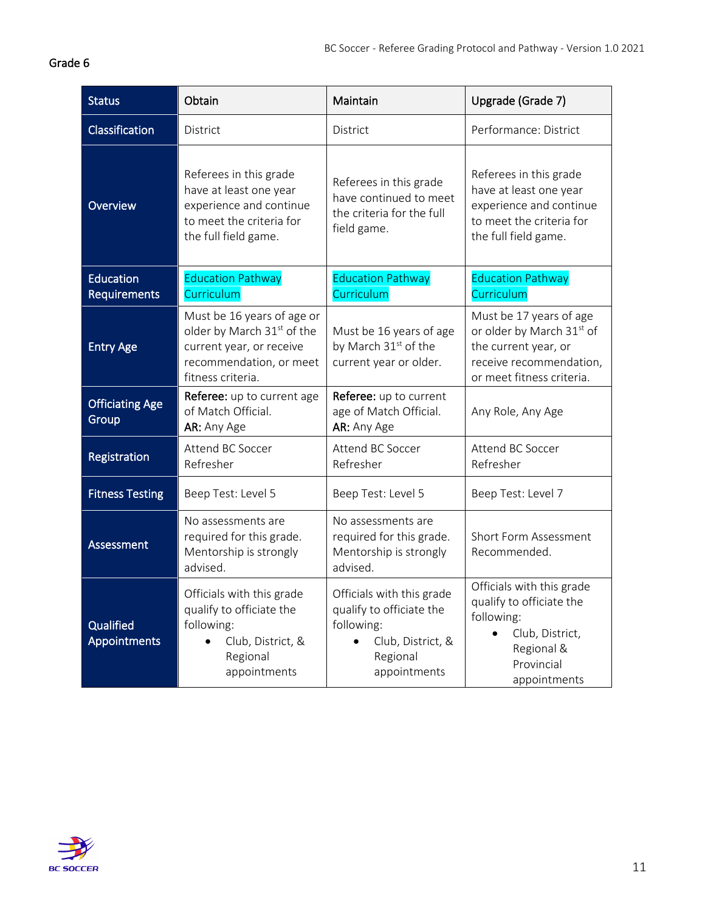## Grade 6

| Status | Obtain | Maintain | Upgrade (Grade 7) |
|---|---|---|---|
| Classification | District | District | Performance: District |
| Overview | Referees in this grade have at least one year experience and continue to meet the criteria for the full field game. | Referees in this grade have continued to meet the criteria for the full field game. | Referees in this grade have at least one year experience and continue to meet the criteria for the full field game. |
| Education Requirements | Education Pathway Curriculum | Education Pathway Curriculum | Education Pathway Curriculum |
| Entry Age | Must be 16 years of age or older by March 31st of the current year, or receive recommendation, or meet fitness criteria. | Must be 16 years of age by March 31st of the current year or older. | Must be 17 years of age or older by March 31st of the current year, or receive recommendation, or meet fitness criteria. |
| Officiating Age Group | **Referee:** up to current age of Match Official.<br>**AR:** Any Age | **Referee:** up to current age of Match Official.<br>**AR:** Any Age | Any Role, Any Age |
| Registration | Attend BC Soccer Refresher | Attend BC Soccer Refresher | Attend BC Soccer Refresher |
| Fitness Testing | Beep Test: Level 5 | Beep Test: Level 5 | Beep Test: Level 7 |
| Assessment | No assessments are required for this grade. Mentorship is strongly advised. | No assessments are required for this grade. Mentorship is strongly advised. | Short Form Assessment Recommended. |
| Qualified Appointments | Officials with this grade qualify to officiate the following:<br>• Club, District, & Regional appointments | Officials with this grade qualify to officiate the following:<br>• Club, District, & Regional appointments | Officials with this grade qualify to officiate the following:<br>• Club, District, Regional & Provincial appointments |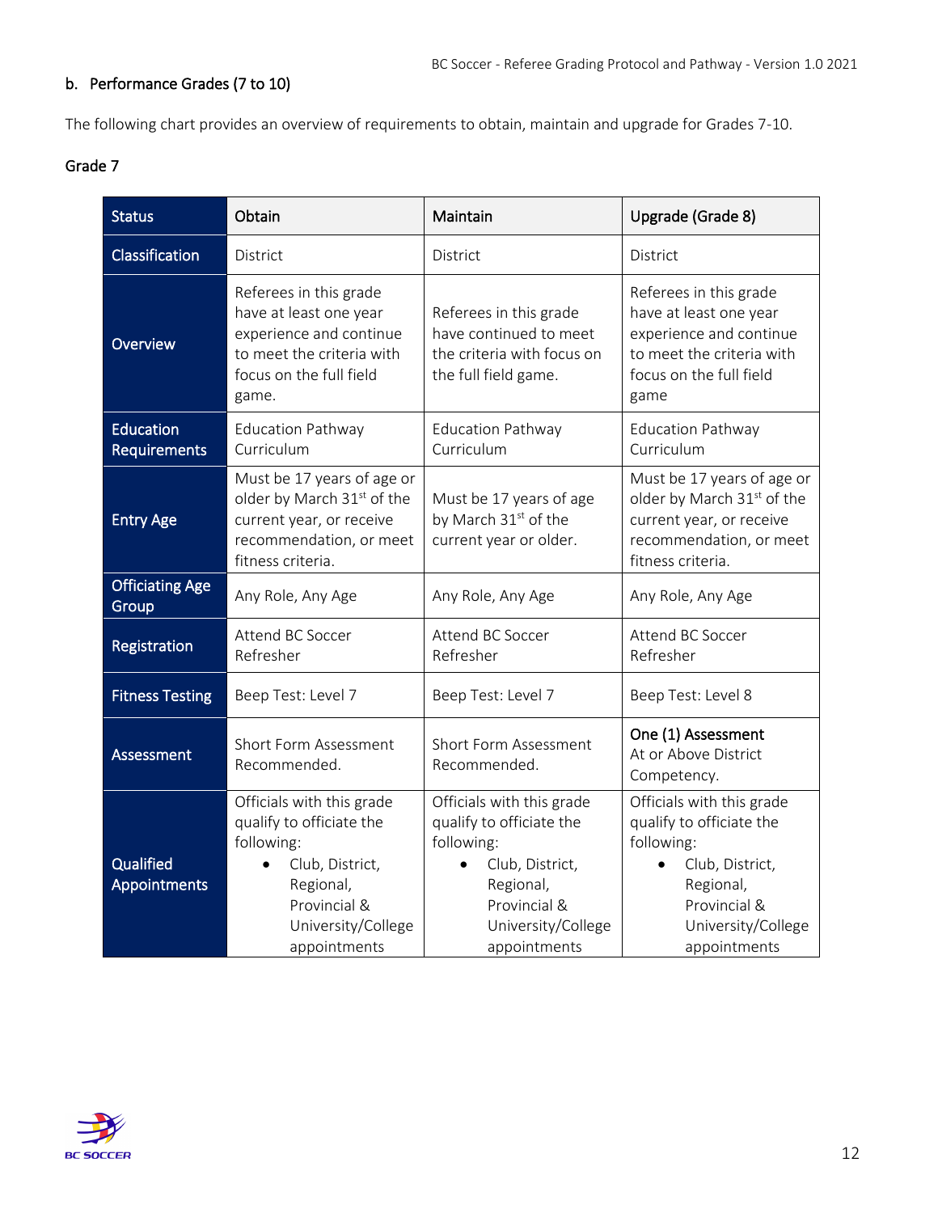### b. Performance Grades (7 to 10)

The following chart provides an overview of requirements to obtain, maintain and upgrade for Grades 7-10.

#### Grade 7

| Status | Obtain | Maintain | Upgrade (Grade 8) |
|---|---|---|---|
| Classification | District | District | District |
| Overview | Referees in this grade have at least one year experience and continue to meet the criteria with focus on the full field game. | Referees in this grade have continued to meet the criteria with focus on the full field game. | Referees in this grade have at least one year experience and continue to meet the criteria with focus on the full field game |
| Education Requirements | Education Pathway Curriculum | Education Pathway Curriculum | Education Pathway Curriculum |
| Entry Age | Must be 17 years of age or older by March 31st of the current year, or receive recommendation, or meet fitness criteria. | Must be 17 years of age by March 31st of the current year or older. | Must be 17 years of age or older by March 31st of the current year, or receive recommendation, or meet fitness criteria. |
| Officiating Age Group | Any Role, Any Age | Any Role, Any Age | Any Role, Any Age |
| Registration | Attend BC Soccer Refresher | Attend BC Soccer Refresher | Attend BC Soccer Refresher |
| Fitness Testing | Beep Test: Level 7 | Beep Test: Level 7 | Beep Test: Level 8 |
| Assessment | Short Form Assessment Recommended. | Short Form Assessment Recommended. | **One (1) Assessment** At or Above District Competency. |
| Qualified Appointments | Officials with this grade qualify to officiate the following: <br>• Club, District, Regional, Provincial & University/College appointments | Officials with this grade qualify to officiate the following: <br>• Club, District, Regional, Provincial & University/College appointments | Officials with this grade qualify to officiate the following: <br>• Club, District, Regional, Provincial & University/College appointments |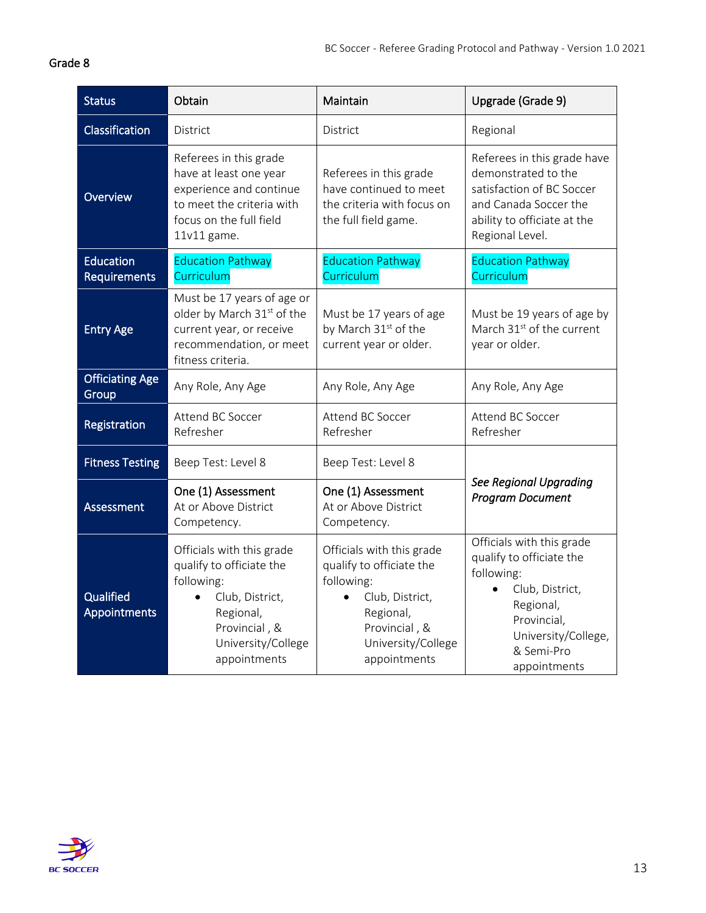## Grade 8

| Status | Obtain | Maintain | Upgrade (Grade 9) |
|---|---|---|---|
| **Classification** | District | District | Regional |
| **Overview** | Referees in this grade have at least one year experience and continue to meet the criteria with focus on the full field 11v11 game. | Referees in this grade have continued to meet the criteria with focus on the full field game. | Referees in this grade have demonstrated to the satisfaction of BC Soccer and Canada Soccer the ability to officiate at the Regional Level. |
| **Education Requirements** | Education Pathway Curriculum | Education Pathway Curriculum | Education Pathway Curriculum |
| **Entry Age** | Must be 17 years of age or older by March 31st of the current year, or receive recommendation, or meet fitness criteria. | Must be 17 years of age by March 31st of the current year or older. | Must be 19 years of age by March 31st of the current year or older. |
| **Officiating Age Group** | Any Role, Any Age | Any Role, Any Age | Any Role, Any Age |
| **Registration** | Attend BC Soccer Refresher | Attend BC Soccer Refresher | Attend BC Soccer Refresher |
| **Fitness Testing** | Beep Test: Level 8 | Beep Test: Level 8 | ***See Regional Upgrading Program Document*** |
| **Assessment** | **One (1) Assessment** At or Above District Competency. | **One (1) Assessment** At or Above District Competency. | |
| **Qualified Appointments** | Officials with this grade qualify to officiate the following: <br>• Club, District, Regional, Provincial , & University/College appointments | Officials with this grade qualify to officiate the following: <br>• Club, District, Regional, Provincial , & University/College appointments | Officials with this grade qualify to officiate the following: <br>• Club, District, Regional, Provincial, University/College, & Semi-Pro appointments |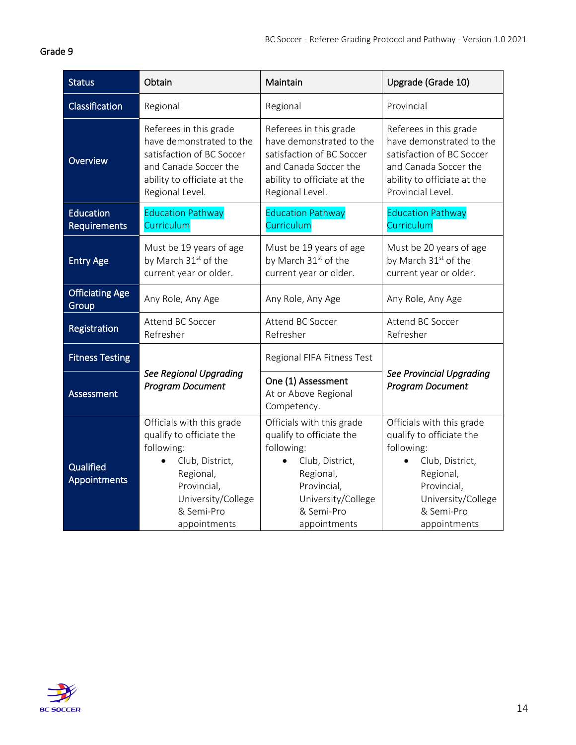Grade 9

| Status | Obtain | Maintain | Upgrade (Grade 10) |
|---|---|---|---|
| Classification | Regional | Regional | Provincial |
| Overview | Referees in this grade have demonstrated to the satisfaction of BC Soccer and Canada Soccer the ability to officiate at the Regional Level. | Referees in this grade have demonstrated to the satisfaction of BC Soccer and Canada Soccer the ability to officiate at the Regional Level. | Referees in this grade have demonstrated to the satisfaction of BC Soccer and Canada Soccer the ability to officiate at the Provincial Level. |
| Education Requirements | Education Pathway Curriculum | Education Pathway Curriculum | Education Pathway Curriculum |
| Entry Age | Must be 19 years of age by March 31st of the current year or older. | Must be 19 years of age by March 31st of the current year or older. | Must be 20 years of age by March 31st of the current year or older. |
| Officiating Age Group | Any Role, Any Age | Any Role, Any Age | Any Role, Any Age |
| Registration | Attend BC Soccer Refresher | Attend BC Soccer Refresher | Attend BC Soccer Refresher |
| Fitness Testing | *See Regional Upgrading Program Document* | Regional FIFA Fitness Test | *See Provincial Upgrading Program Document* |
| Assessment | | **One (1) Assessment** At or Above Regional Competency. | |
| Qualified Appointments | Officials with this grade qualify to officiate the following: <br>• Club, District, Regional, Provincial, University/College & Semi-Pro appointments | Officials with this grade qualify to officiate the following: <br>• Club, District, Regional, Provincial, University/College & Semi-Pro appointments | Officials with this grade qualify to officiate the following: <br>• Club, District, Regional, Provincial, University/College & Semi-Pro appointments |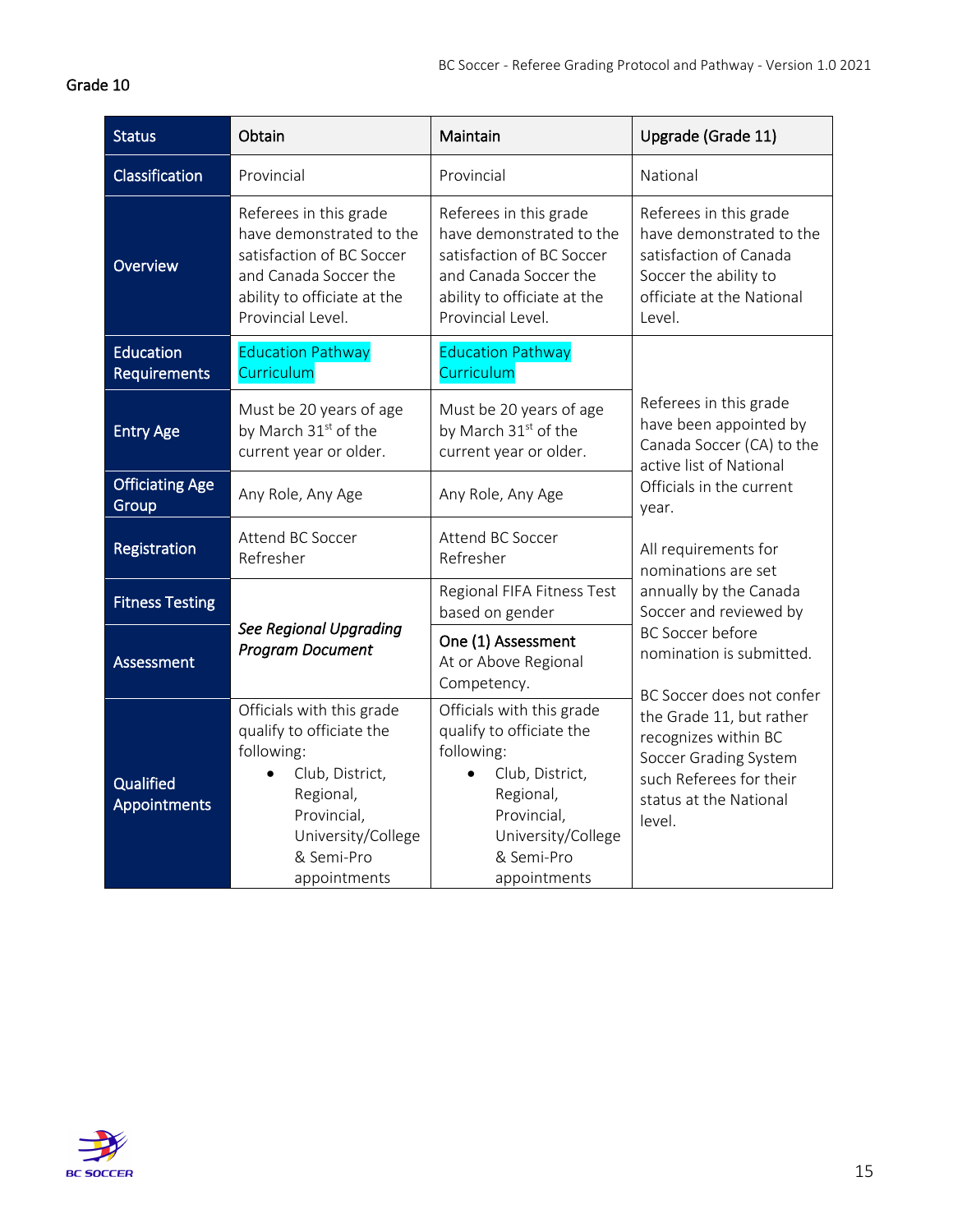Grade 10

| Status | Obtain | Maintain | Upgrade (Grade 11) |
|---|---|---|---|
| Classification | Provincial | Provincial | National |
| Overview | Referees in this grade have demonstrated to the satisfaction of BC Soccer and Canada Soccer the ability to officiate at the Provincial Level. | Referees in this grade have demonstrated to the satisfaction of BC Soccer and Canada Soccer the ability to officiate at the Provincial Level. | Referees in this grade have demonstrated to the satisfaction of Canada Soccer the ability to officiate at the National Level. |
| Education Requirements | Education Pathway Curriculum | Education Pathway Curriculum | Referees in this grade have been appointed by Canada Soccer (CA) to the active list of National Officials in the current year.<br><br>All requirements for nominations are set annually by the Canada Soccer and reviewed by BC Soccer before nomination is submitted.<br><br>BC Soccer does not confer the Grade 11, but rather recognizes within BC Soccer Grading System such Referees for their status at the National level. |
| Entry Age | Must be 20 years of age by March 31st of the current year or older. | Must be 20 years of age by March 31st of the current year or older. | |
| Officiating Age Group | Any Role, Any Age | Any Role, Any Age | |
| Registration | Attend BC Soccer Refresher | Attend BC Soccer Refresher | |
| Fitness Testing | *See Regional Upgrading Program Document* | Regional FIFA Fitness Test based on gender | |
| Assessment | | **One (1) Assessment** At or Above Regional Competency. | |
| Qualified Appointments | Officials with this grade qualify to officiate the following:<br>• Club, District, Regional, Provincial, University/College & Semi-Pro appointments | Officials with this grade qualify to officiate the following:<br>• Club, District, Regional, Provincial, University/College & Semi-Pro appointments | |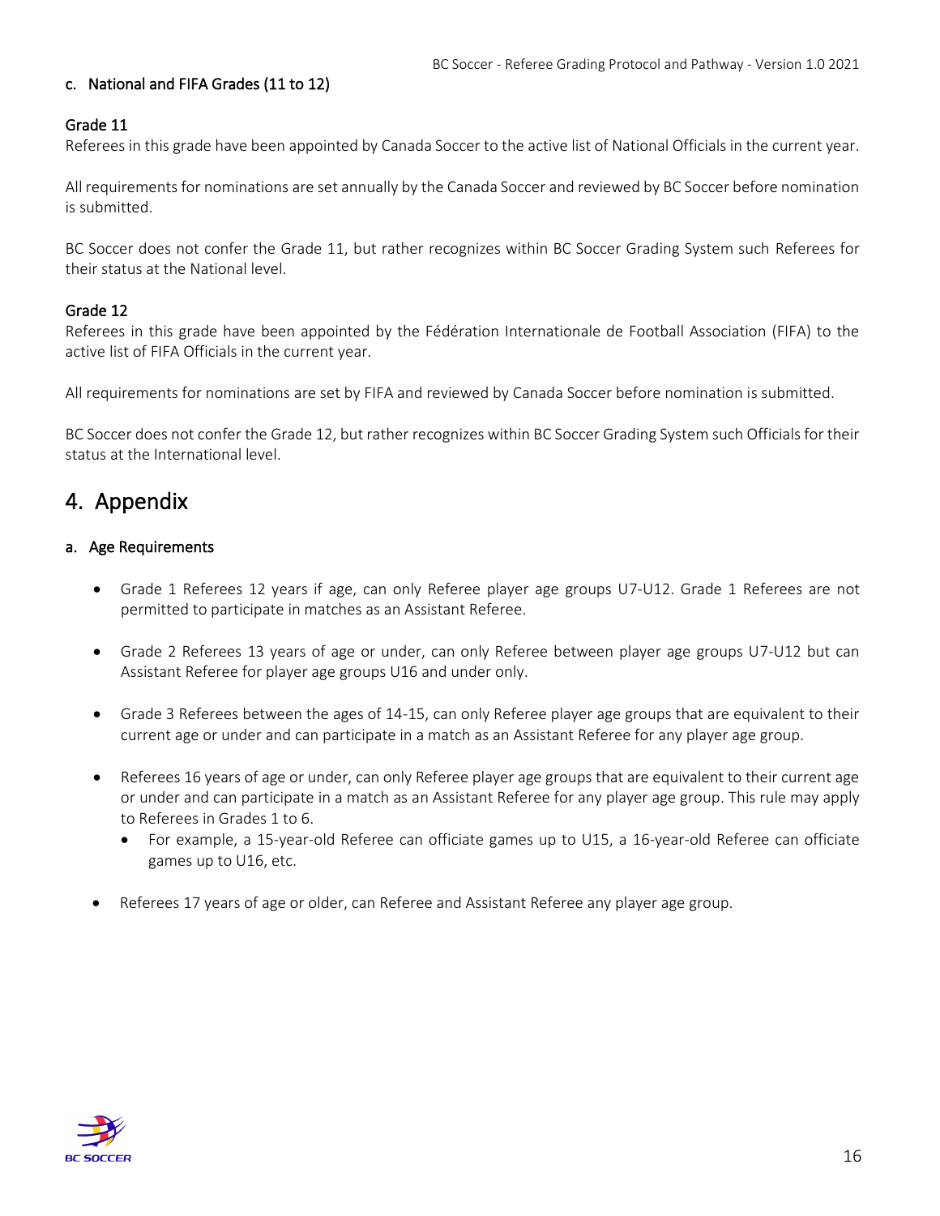### c. National and FIFA Grades (11 to 12)

#### Grade 11

Referees in this grade have been appointed by Canada Soccer to the active list of National Officials in the current year.

All requirements for nominations are set annually by the Canada Soccer and reviewed by BC Soccer before nomination is submitted.

BC Soccer does not confer the Grade 11, but rather recognizes within BC Soccer Grading System such Referees for their status at the National level.

#### Grade 12

Referees in this grade have been appointed by the Fédération Internationale de Football Association (FIFA) to the active list of FIFA Officials in the current year.

All requirements for nominations are set by FIFA and reviewed by Canada Soccer before nomination is submitted.

BC Soccer does not confer the Grade 12, but rather recognizes within BC Soccer Grading System such Officials for their status at the International level.

## 4. Appendix

### a. Age Requirements

- Grade 1 Referees 12 years if age, can only Referee player age groups U7-U12. Grade 1 Referees are not permitted to participate in matches as an Assistant Referee.

- Grade 2 Referees 13 years of age or under, can only Referee between player age groups U7-U12 but can Assistant Referee for player age groups U16 and under only.

- Grade 3 Referees between the ages of 14-15, can only Referee player age groups that are equivalent to their current age or under and can participate in a match as an Assistant Referee for any player age group.

- Referees 16 years of age or under, can only Referee player age groups that are equivalent to their current age or under and can participate in a match as an Assistant Referee for any player age group. This rule may apply to Referees in Grades 1 to 6.
  - For example, a 15-year-old Referee can officiate games up to U15, a 16-year-old Referee can officiate games up to U16, etc.

- Referees 17 years of age or older, can Referee and Assistant Referee any player age group.